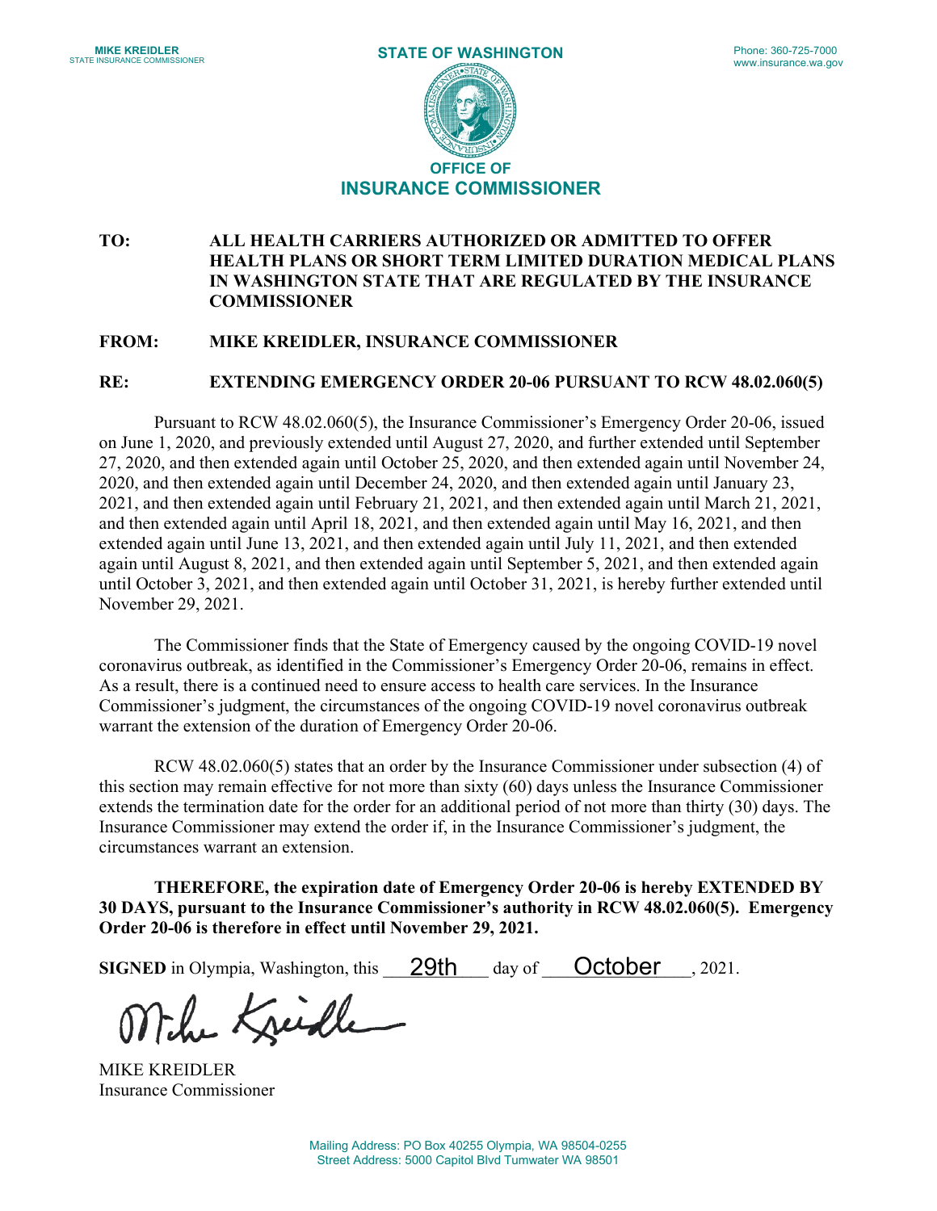**MIKE KREIDLER**
STATE INSURANCE COMMISSIONER

**STATE OF WASHINGTON**

Phone: 360-725-7000
www.insurance.wa.gov

**OFFICE OF**
**INSURANCE COMMISSIONER**

**TO:** **ALL HEALTH CARRIERS AUTHORIZED OR ADMITTED TO OFFER HEALTH PLANS OR SHORT TERM LIMITED DURATION MEDICAL PLANS IN WASHINGTON STATE THAT ARE REGULATED BY THE INSURANCE COMMISSIONER**

**FROM:** **MIKE KREIDLER, INSURANCE COMMISSIONER**

**RE:** **EXTENDING EMERGENCY ORDER 20-06 PURSUANT TO RCW 48.02.060(5)**

Pursuant to RCW 48.02.060(5), the Insurance Commissioner's Emergency Order 20-06, issued on June 1, 2020, and previously extended until August 27, 2020, and further extended until September 27, 2020, and then extended again until October 25, 2020, and then extended again until November 24, 2020, and then extended again until December 24, 2020, and then extended again until January 23, 2021, and then extended again until February 21, 2021, and then extended again until March 21, 2021, and then extended again until April 18, 2021, and then extended again until May 16, 2021, and then extended again until June 13, 2021, and then extended again until July 11, 2021, and then extended again until August 8, 2021, and then extended again until September 5, 2021, and then extended again until October 3, 2021, and then extended again until October 31, 2021, is hereby further extended until November 29, 2021.

The Commissioner finds that the State of Emergency caused by the ongoing COVID-19 novel coronavirus outbreak, as identified in the Commissioner's Emergency Order 20-06, remains in effect. As a result, there is a continued need to ensure access to health care services. In the Insurance Commissioner's judgment, the circumstances of the ongoing COVID-19 novel coronavirus outbreak warrant the extension of the duration of Emergency Order 20-06.

RCW 48.02.060(5) states that an order by the Insurance Commissioner under subsection (4) of this section may remain effective for not more than sixty (60) days unless the Insurance Commissioner extends the termination date for the order for an additional period of not more than thirty (30) days. The Insurance Commissioner may extend the order if, in the Insurance Commissioner's judgment, the circumstances warrant an extension.

**THEREFORE, the expiration date of Emergency Order 20-06 is hereby EXTENDED BY 30 DAYS, pursuant to the Insurance Commissioner's authority in RCW 48.02.060(5). Emergency Order 20-06 is therefore in effect until November 29, 2021.**

**SIGNED** in Olympia, Washington, this 29th day of October, 2021.

MIKE KREIDLER
Insurance Commissioner

Mailing Address: PO Box 40255 Olympia, WA 98504-0255
Street Address: 5000 Capitol Blvd Tumwater WA 98501